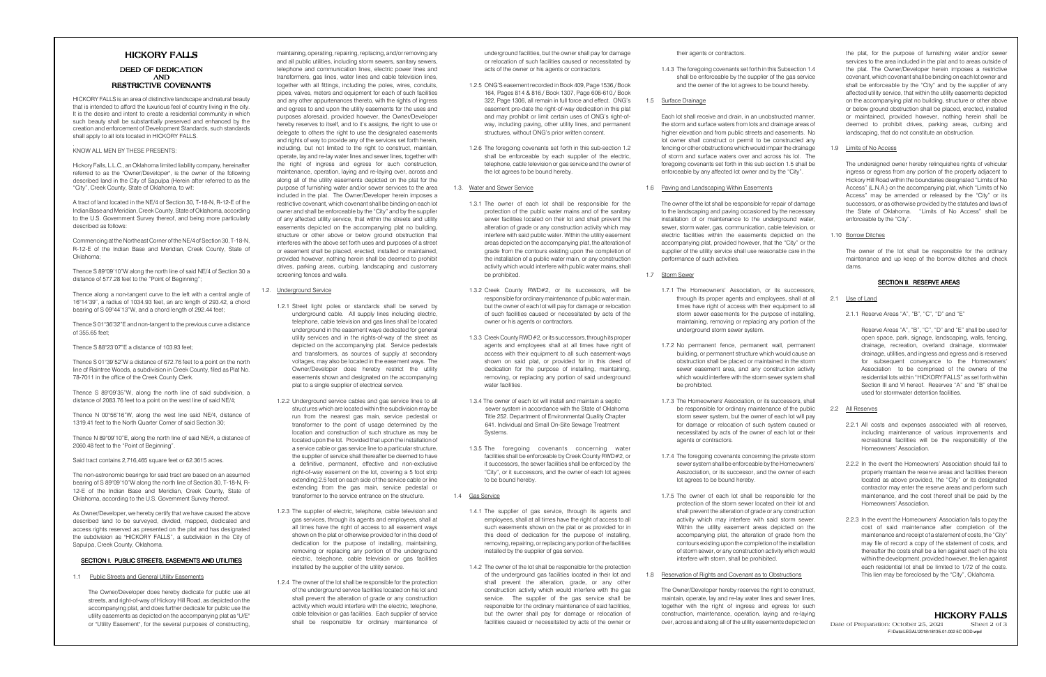# HICKORY FALLS

## DEED OF DEDICATION AND RESTRICTIVE COVENANTS

HICKORY FALLS is an area of distinctive landscape and natural beauty that is intended to afford the luxurious feel of country living in the city. It is the desire and intent to create a residential community in which such beauty shall be substantially preserved and enhanced by the creation and enforcement of Development Standards, such standards shall apply to all lots located in HICKORY FALLS.

KNOW ALL MEN BY THESE PRESENTS:

Hickory Falls, L.L.C., an Oklahoma limited liability company, hereinafter referred to as the "Owner/Developer", is the owner of the following described land in the City of Sapulpa (Herein after referred to as the "City", Creek County, State of Oklahoma, to wit:

A tract of land located in the NE/4 of Section 30, T-18-N, R-12-E of the Indian Base and Meridian, Creek County, State of Oklahoma, according to the U.S. Government Survey thereof, and being more particularly described as follows:

Commencing at the Northeast Corner of the NE/4 of Section 30, T-18-N, R-12-E of the Indian Base and Meridian, Creek County, State of Oklahoma;

Thence S 89°09'10"W along the north line of said NE/4 of Section 30 a distance of 577.28 feet to the "Point of Beginning";

Thence along a non-tangent curve to the left with a central angle of 16°14'39", a radius of 1034.93 feet, an arc length of 293.42, a chord bearing of S 09°44'13"W, and a chord length of 292.44 feet;

Thence S 01°36'32"E and non-tangent to the previous curve a distance of 355.65 feet;

Thence S 88°23'07"E a distance of 103.93 feet;

Thence S 01°39'52"W a distance of 672.76 feet to a point on the north line of Raintree Woods, a subdivision in Creek County, filed as Plat No. 78-7011 in the office of the Creek County Clerk.

Thence S 89°09'35"W, along the north line of said subdivision, a distance of 2083.76 feet to a point on the west line of said NE/4;

Thence N 00°56'16"W, along the west line said NE/4, distance of 1319.41 feet to the North Quarter Corner of said Section 30;

Thence N 89°09'10"E, along the north line of said NE/4, a distance of 2060.48 feet to the "Point of Beginning".

Said tract contains 2,716,465 square feet or 62.3615 acres.

The non-astronomic bearings for said tract are based on an assumed bearing of S 89°09'10"W along the north line of Section 30, T-18-N, R-12-E of the Indian Base and Meridian, Creek County, State of Oklahoma, according to the U.S. Government Survey thereof.

As Owner/Developer, we hereby certify that we have caused the above described land to be surveyed, divided, mapped, dedicated and access rights reserved as presented on the plat and has designated the subdivision as "HICKORY FALLS", a subdivision in the City of Sapulpa, Creek County, Oklahoma.

### SECTION I. PUBLIC STREETS, EASEMENTS AND UTILITIES

1.1 Public Streets and General Utility Easements

The Owner/Developer does hereby dedicate for public use all streets, and right-of-way of Hickory Hill Road, as depicted on the accompanying plat, and does further dedicate for public use the utility easements as depicted on the accompanying plat as "U/E" or "Utility Easement", for the several purposes of constructing, maintaining, operating, repairing, replacing, and/or removing any and all public utilities, including storm sewers, sanitary sewers, telephone and communication lines, electric power lines and transformers, gas lines, water lines and cable television lines, together with all fittings, including the poles, wires, conduits, pipes, valves, meters and equipment for each of such facilities and any other appurtenances thereto, with the rights of ingress and egress to and upon the utility easements for the uses and purposes aforesaid, provided however, the Owner/Developer hereby reserves to itself, and to it's assigns, the right to use or delegate to others the right to use the designated easements and rights of way to provide any of the services set forth herein, including, but not limited to the right to construct, maintain, operate, lay and re-lay water lines and sewer lines, together with the right of ingress and egress for such construction, maintenance, operation, laying and re-laying over, across and along all of the utility easements depicted on the plat for the purpose of furnishing water and/or sewer services to the area included in the plat. The Owner/Developer herein imposes a restrictive covenant, which covenant shall be binding on each lot owner and shall be enforceable by the "City" and by the supplier of any affected utility service, that within the streets and utility easements depicted on the accompanying plat no building, structure or other above or below ground obstruction that interferes with the above set forth uses and purposes of a street or easement shall be placed, erected, installed or maintained, provided however, nothing herein shall be deemed to prohibit drives, parking areas, curbing, landscaping and customary screening fences and walls.

1.2. Underground Service

1.2.1 Street light poles or standards shall be served by underground cable. All supply lines including electric, telephone, cable television and gas lines shall be located underground in the easement ways dedicated for general utility services and in the rights-of-way of the street as depicted on the accompanying plat. Service pedestals and transformers, as sources of supply at secondary voltages, may also be located in the easement ways. The Owner/Developer does hereby restrict the utility easements shown and designated on the accompanying plat to a single supplier of electrical service.

1.2.2 Underground service cables and gas service lines to all structures which are located within the subdivision may be run from the nearest gas main, service pedestal or transformer to the point of usage determined by the location and construction of such structure as may be located upon the lot. Provided that upon the installation of a service cable or gas service line to a particular structure, the supplier of service shall thereafter be deemed to have a definitive, permanent, effective and non-exclusive right-of-way easement on the lot, covering a 5 foot strip extending 2.5 feet on each side of the service cable or line extending from the gas main, service pedestal or transformer to the service entrance on the structure.

1.2.3 The supplier of electric, telephone, cable television and gas services, through its agents and employees, shall at all times have the right of access to all easement ways shown on the plat or otherwise provided for in this deed of dedication for the purpose of installing, maintaining, removing or replacing any portion of the underground electric, telephone, cable television or gas facilities installed by the supplier of the utility service.

1.2.4 The owner of the lot shall be responsible for the protection of the underground service facilities located on his lot and shall prevent the alteration of grade or any construction activity which would interfere with the electric, telephone, cable television or gas facilities. Each supplier of service shall be responsible for ordinary maintenance of underground facilities, but the owner shall pay for damage or relocation of such facilities caused or necessitated by acts of the owner or his agents or contractors.

1.2.5 ONG'S easement recorded in Book 409, Page 1536,/ Book 164, Pages 814 & 816,/ Book 1307, Page 606-610,/ Book 322, Page 1306, all remain in full force and effect. ONG's easement pre-date the right-of-way dedication in this plat and may prohibit or limit certain uses of ONG's right-of-way, including paving, other utility lines, and permanent structures, without ONG's prior written consent.

1.2.6 The foregoing covenants set forth in this sub-section 1.2 shall be enforceable by each supplier of the electric, telephone, cable television or gas service and the owner of the lot agrees to be bound hereby.

1.3. Water and Sewer Service

1.3.1 The owner of each lot shall be responsible for the protection of the public water mains and of the sanitary sewer facilities located on their lot and shall prevent the alteration of grade or any construction activity which may interfere with said public water. Within the utility easement areas depicted on the accompanying plat, the alteration of grade from the contours existing upon the completion of the installation of a public water main, or any construction activity which would interfere with public water mains, shall be prohibited.

1.3.2 Creek County RWD#2, or its successors, will be responsible for ordinary maintenance of public water main, but the owner of each lot will pay for damage or relocation of such facilities caused or necessitated by acts of the owner or his agents or contractors.

1.3.3 Creek County RWD#2, or its successors, through its proper agents and employees shall at all times have right of access with their equipment to all such easement-ways shown on said plat, or provided for in this deed of dedication for the purpose of installing, maintaining, removing, or replacing any portion of said underground water facilities.

1.3.4 The owner of each lot will install and maintain a septic sewer system in accordance with the State of Oklahoma Title 252. Department of Environmental Quality Chapter 641. Individual and Small On-Site Sewage Treatment Systems.

1.3.5 The foregoing covenants concerning water facilities shall be enforceable by Creek County RWD#2, or it successors, the sewer facilities shall be enforced by the "City", or it successors, and the owner of each lot agrees to be bound hereby.

1.4 Gas Service

1.4.1 The supplier of gas service, through its agents and employees, shall at all times have the right of access to all such easements shown on the plat or as provided for in this deed of dedication for the purpose of installing, removing, repairing, or replacing any portion of the facilities installed by the supplier of gas service.

1.4.2 The owner of the lot shall be responsible for the protection of the underground gas facilities located in their lot and shall prevent the alteration, grade, or any other construction activity which would interfere with the gas service. The supplier of the gas service shall be responsible for the ordinary maintenance of said facilities, but the owner shall pay for damage or relocation of facilities caused or necessitated by acts of the owner or their agents or contractors.

1.4.3 The foregoing covenants set forth in this Subsection 1.4 shall be enforceable by the supplier of the gas service and the owner of the lot agrees to be bound hereby.

1.5 Surface Drainage

Each lot shall receive and drain, in an unobstructed manner, the storm and surface waters from lots and drainage areas of higher elevation and from public streets and easements. No lot owner shall construct or permit to be constructed any fencing or other obstructions which would impair the drainage of storm and surface waters over and across his lot. The foregoing covenants set forth in this sub section 1.5 shall be enforceable by any affected lot owner and by the "City".

1.6 Paving and Landscaping Within Easements

The owner of the lot shall be responsible for repair of damage to the landscaping and paving occasioned by the necessary installation of or maintenance to the underground water, sewer, storm water, gas, communication, cable television, or electric facilities within the easements depicted on the accompanying plat, provided however, that the "City" or the supplier of the utility service shall use reasonable care in the performance of such activities.

1.7 Storm Sewer

1.7.1 The Homeowners' Association, or its successors, through its proper agents and employees, shall at all times have right of access with their equipment to all storm sewer easements for the purpose of installing, maintaining, removing or replacing any portion of the underground storm sewer system.

1.7.2 No permanent fence, permanent wall, permanent building, or permanent structure which would cause an obstruction shall be placed or maintained in the storm sewer easement area, and any construction activity which would interfere with the storm sewer system shall be prohibited.

1.7.3 The Homeowners' Association, or its successors, shall be responsible for ordinary maintenance of the public storm sewer system, but the owner of lot will pay for damage or relocation of such system caused or necessitated by acts of the owner of each lot or their agents or contractors.

1.7.4 The foregoing covenants concerning the private storm sewer system shall be enforceable by the Homeowners' Asszociation, or its successor, and the owner of each lot agrees to be bound hereby.

1.7.5 The owner of each lot shall be responsible for the protection of the storm sewer located on their lot and shall prevent the alteration of grade or any construction activity which may interfere with said storm sewer. Within the utility easement areas depicted on the accompanying plat, the alteration of grade from the contours existing upon the completion of the installation of storm sewer, or any construction activity which would interfere with storm, shall be prohibited.

1.8 Reservation of Rights and Covenant as to Obstructions

The Owner/Developer hereby reserves the right to construct, maintain, operate, lay and re-lay water lines and sewer lines, together with the right of ingress and egress for such construction, maintenance, operation, laying and re-laying over, across and along all of the utility easements depicted on the plat, for the purpose of furnishing water and/or sewer services to the area included in the plat and to areas outside of the plat. The Owner/Developer herein imposes a restrictive covenant, which covenant shall be binding on each lot owner and shall be enforceable by the "City" and by the supplier of any affected utility service, that within the utility easements depicted on the accompanying plat no building, structure or other above or below ground obstruction shall be placed, erected, installed or maintained, provided however, nothing herein shall be deemed to prohibit drives, parking areas, curbing and landscaping, that do not constitute an obstruction.

1.9 Limits of No Access

The undersigned owner hereby relinquishes rights of vehicular ingress or egress from any portion of the property adjacent to Hickory Hill Road within the boundaries designated "Limits of No Access" (L.N.A.) on the accompanying plat, which "Limits of No Access" may be amended or released by the "City" or its successors, or as otherwise provided by the statutes and laws of the State of Oklahoma. "Limits of No Access" shall be enforceable by the "City".

1.10 Borrow Ditches

The owner of the lot shall be responsible for the ordinary maintenance and up keep of the borrow ditches and check dams.

### SECTION II. RESERVE AREAS

2.1 Use of Land

2.1.1 Reserve Areas "A", "B", "C", "D" and "E"

Reserve Areas "A", "B", "C", "D" and "E" shall be used for open space, park, signage, landscaping, walls, fencing, drainage, recreation, overland drainage, stormwater drainage, utilities, and ingress and egress and is reserved for subsequent conveyance to the Homeowners' Association to be comprised of the owners of the residential lots within "HICKORY FALLS" as set forth within Section III and VI hereof. Reserves "A" and "B" shall be used for stormwater detention facilities.

2.2 All Reserves

2.2.1 All costs and expenses associated with all reserves, including maintenance of various improvements and recreational facilities will be the responsibility of the Homeowners' Association.

2.2.2 In the event the Homeowners' Association should fail to properly maintain the reserve areas and facilities thereon located as above provided, the "City" or its designated contractor may enter the reserve areas and perform such maintenance, and the cost thereof shall be paid by the Homeowners' Association.

2.2.3 In the event the Homeowners' Association fails to pay the cost of said maintenance after completion of the maintenance and receipt of a statement of costs, the "City" may file of record a copy of the statement of costs, and thereafter the costs shall be a lien against each of the lots within the development, provided however, the lien against each residential lot shall be limited to 1/72 of the costs. This lien may be foreclosed by the "City", Oklahoma.

HICKORY FALLS

Date of Preparation: October 25, 2021

F:\Data\LEGAL\2018\18135.01.002 SC DOD.wpd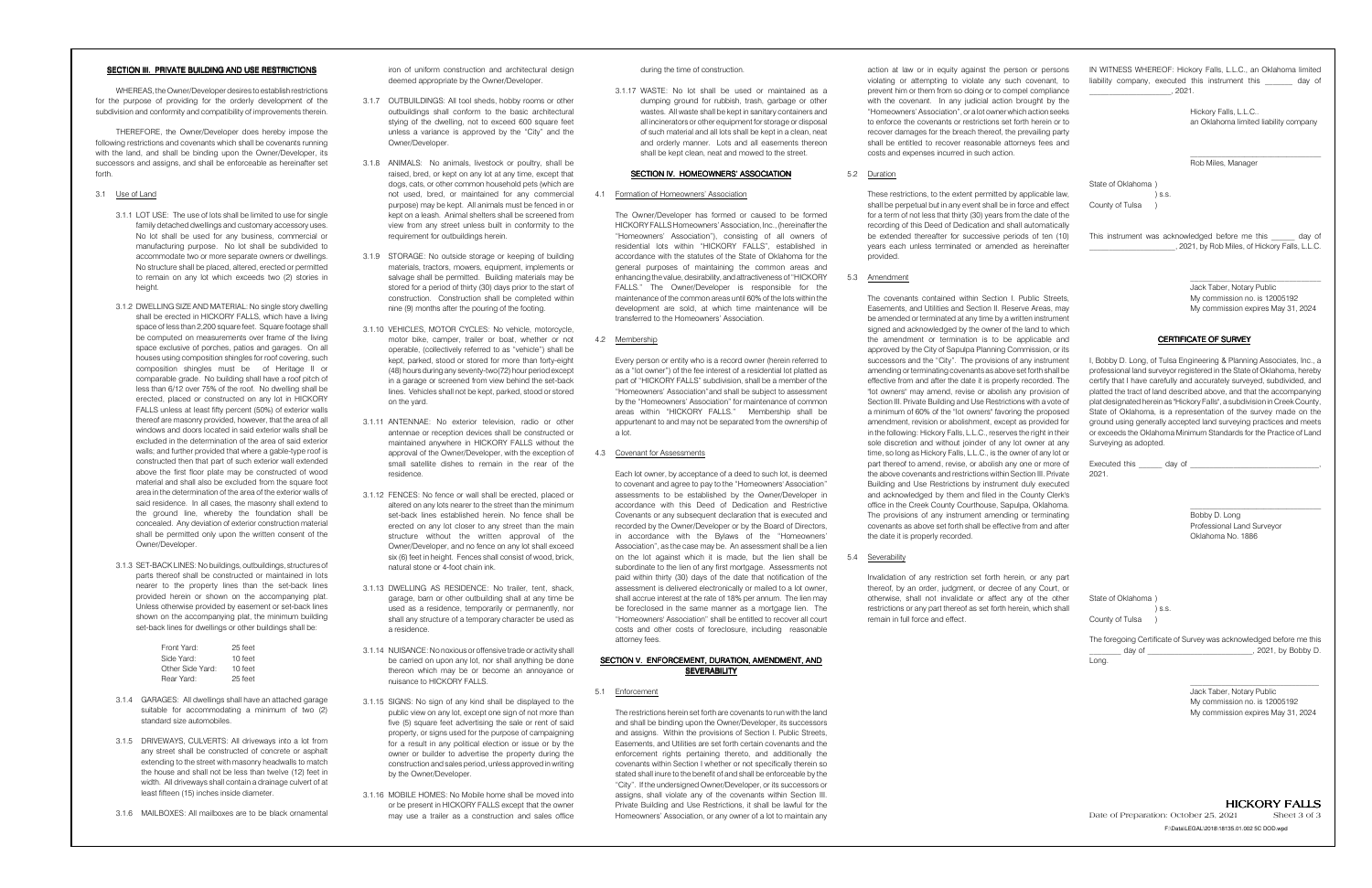## SECTION III. PRIVATE BUILDING AND USE RESTRICTIONS

WHEREAS, the Owner/Developer desires to establish restrictions for the purpose of providing for the orderly development of the subdivision and conformity and compatibility of improvements therein.

THEREFORE, the Owner/Developer does hereby impose the following restrictions and covenants which shall be covenants running with the land, and shall be binding upon the Owner/Developer, its successors and assigns, and shall be enforceable as hereinafter set forth.

3.1 Use of Land

3.1.1 LOT USE: The use of lots shall be limited to use for single family detached dwellings and customary accessory uses. No lot shall be used for any business, commercial or manufacturing purpose. No lot shall be subdivided to accommodate two or more separate owners or dwellings. No structure shall be placed, altered, erected or permitted to remain on any lot which exceeds two (2) stories in height.

3.1.2 DWELLING SIZE AND MATERIAL: No single story dwelling shall be erected in HICKORY FALLS, which have a living space of less than 2,200 square feet. Square footage shall be computed on measurements over frame of the living space exclusive of porches, patios and garages. On all houses using composition shingles for roof covering, such composition shingles must be of Heritage II or comparable grade. No building shall have a roof pitch of less than 6/12 over 75% of the roof. No dwelling shall be erected, placed or constructed on any lot in HICKORY FALLS unless at least fifty percent (50%) of exterior walls thereof are masonry provided, however, that the area of all windows and doors located in said exterior walls shall be excluded in the determination of the area of said exterior walls; and further provided that where a gable-type roof is constructed then that part of such exterior wall extended above the first floor plate may be constructed of wood material and shall also be excluded from the square foot area in the determination of the area of the exterior walls of said residence. In all cases, the masonry shall extend to the ground line, whereby the foundation shall be concealed. Any deviation of exterior construction material shall be permitted only upon the written consent of the Owner/Developer.

3.1.3 SET-BACK LINES: No buildings, outbuildings, structures of parts thereof shall be constructed or maintained in lots nearer to the property lines than the set-back lines provided herein or shown on the accompanying plat. Unless otherwise provided by easement or set-back lines shown on the accompanying plat, the minimum building set-back lines for dwellings or other buildings shall be:

| | |
|---|---|
| Front Yard: | 25 feet |
| Side Yard: | 10 feet |
| Other Side Yard: | 10 feet |
| Rear Yard: | 25 feet |

3.1.4 GARAGES: All dwellings shall have an attached garage suitable for accommodating a minimum of two (2) standard size automobiles.

3.1.5 DRIVEWAYS, CULVERTS: All driveways into a lot from any street shall be constructed of concrete or asphalt extending to the street with masonry headwalls to match the house and shall not be less than twelve (12) feet in width. All driveways shall contain a drainage culvert of at least fifteen (15) inches inside diameter.

3.1.6 MAILBOXES: All mailboxes are to be black ornamental iron of uniform construction and architectural design deemed appropriate by the Owner/Developer.

3.1.7 OUTBUILDINGS: All tool sheds, hobby rooms or other outbuildings shall conform to the basic architectural styling of the dwelling, not to exceed 600 square feet unless a variance is approved by the "City" and the Owner/Developer.

3.1.8 ANIMALS: No animals, livestock or poultry, shall be raised, bred, or kept on any lot at any time, except that dogs, cats, or other common household pets (which are not used, bred, or maintained for any commercial purpose) may be kept. All animals must be fenced in or kept on a leash. Animal shelters shall be screened from view from any street unless built in conformity to the requirement for outbuildings herein.

3.1.9 STORAGE: No outside storage or keeping of building materials, tractors, mowers, equipment, implements or salvage shall be permitted. Building materials may be stored for a period of thirty (30) days prior to the start of construction. Construction shall be completed within nine (9) months after the pouring of the footing.

3.1.10 VEHICLES, MOTOR CYCLES: No vehicle, motorcycle, motor bike, camper, trailer or boat, whether or not operable, (collectively referred to as "vehicle") shall be kept, parked, stood or stored for more than forty-eight (48) hours during any seventy-two(72) hour period except in a garage or screened from view behind the set-back lines. Vehicles shall not be kept, parked, stood or stored on the yard.

3.1.11 ANTENNAE: No exterior television, radio or other antennae or reception devices shall be constructed or maintained anywhere in HICKORY FALLS without the approval of the Owner/Developer, with the exception of small satellite dishes to remain in the rear of the residence.

3.1.12 FENCES: No fence or wall shall be erected, placed or altered on any lots nearer to the street than the minimum set-back lines established herein. No fence shall be erected on any lot closer to any street than the main structure without the written approval of the Owner/Developer, and no fence on any lot shall exceed six (6) feet in height. Fences shall consist of wood, brick, natural stone or 4-foot chain ink.

3.1.13 DWELLING AS RESIDENCE: No trailer, tent, shack, garage, barn or other outbuilding shall at any time be used as a residence, temporarily or permanently, nor shall any structure of a temporary character be used as a residence.

3.1.14 NUISANCE: No noxious or offensive trade or activity shall be carried on upon any lot, nor shall anything be done thereon which may be or become an annoyance or nuisance to HICKORY FALLS.

3.1.15 SIGNS: No sign of any kind shall be displayed to the public view on any lot, except one sign of not more than five (5) square feet advertising the sale or rent of said property, or signs used for the purpose of campaigning for a result in any political election or issue or by the owner or builder to advertise the property during the construction and sales period, unless approved in writing by the Owner/Developer.

3.1.16 MOBILE HOMES: No Mobile home shall be moved into or be present in HICKORY FALLS except that the owner may use a trailer as a construction and sales office during the time of construction.

3.1.17 WASTE: No lot shall be used or maintained as a dumping ground for rubbish, trash, garbage or other wastes. All waste shall be kept in sanitary containers and all incinerators or other equipment for storage or disposal of such material and all lots shall be kept in a clean, neat and orderly manner. Lots and all easements thereon shall be kept clean, neat and mowed to the street.

## SECTION IV. HOMEOWNERS' ASSOCIATION

4.1 Formation of Homeowners' Association

The Owner/Developer has formed or caused to be formed HICKORY FALLS Homeowners' Association, Inc., (hereinafter the "Homeowners' Association"), consisting of all owners of residential lots within "HICKORY FALLS", established in accordance with the statutes of the State of Oklahoma for the general purposes of maintaining the common areas and enhancing the value, desirability, and attractiveness of "HICKORY FALLS." The Owner/Developer is responsible for the maintenance of the common areas until 60% of the lots within the development are sold, at which time maintenance will be transferred to the Homeowners' Association.

4.2 Membership

Every person or entity who is a record owner (herein referred to as a "lot owner") of the fee interest of a residential lot platted as part of "HICKORY FALLS" subdivision, shall be a member of the "Homeowners' Association" and shall be subject to assessment by the "Homeowners' Association" for maintenance of common areas within "HICKORY FALLS." Membership shall be appurtenant to and may not be separated from the ownership of a lot.

4.3 Covenant for Assessments

Each lot owner, by acceptance of a deed to such lot, is deemed to covenant and agree to pay to the "Homeowners' Association" assessments to be established by the Owner/Developer in accordance with this Deed of Dedication and Restrictive Covenants or any subsequent declaration that is executed and recorded by the Owner/Developer or by the Board of Directors, in accordance with the Bylaws of the "Homeowners' Association", as the case may be. An assessment shall be a lien on the lot against which it is made, but the lien shall be subordinate to the lien of any first mortgage. Assessments not paid within thirty (30) days of the date that notification of the assessment is delivered electronically or mailed to a lot owner, shall accrue interest at the rate of 18% per annum. The lien may be foreclosed in the same manner as a mortgage lien. The "Homeowners' Association" shall be entitled to recover all court costs and other costs of foreclosure, including reasonable attorney fees.

## SECTION V. ENFORCEMENT, DURATION, AMENDMENT, AND SEVERABILITY

5.1 Enforcement

The restrictions herein set forth are covenants to run with the land and shall be binding upon the Owner/Developer, its successors and assigns. Within the provisions of Section I. Public Streets, Easements, and Utilities are set forth certain covenants and the enforcement rights pertaining thereto, and additionally the covenants within Section I whether or not specifically therein so stated shall inure to the benefit of and shall be enforceable by the "City". If the undersigned Owner/Developer, or its successors or assigns, shall violate any of the covenants within Section III. Private Building and Use Restrictions, it shall be lawful for the Homeowners' Association, or any owner of a lot to maintain any action at law or in equity against the person or persons violating or attempting to violate any such covenant, to prevent him or them from so doing or to compel compliance with the covenant. In any judicial action brought by the "Homeowners' Association", or a lot owner which action seeks to enforce the covenants or restrictions set forth herein or to recover damages for the breach thereof, the prevailing party shall be entitled to recover reasonable attorneys fees and costs and expenses incurred in such action.

5.2 Duration

These restrictions, to the extent permitted by applicable law, shall be perpetual but in any event shall be in force and effect for a term of not less that thirty (30) years from the date of the recording of this Deed of Dedication and shall automatically be extended thereafter for successive periods of ten (10) years each unless terminated or amended as hereinafter provided.

5.3 Amendment

The covenants contained within Section I. Public Streets, Easements, and Utilities and Section II. Reserve Areas, may be amended or terminated at any time by a written instrument signed and acknowledged by the owner of the land to which the amendment or termination is to be applicable and approved by the City of Sapulpa Planning Commission, or its successors and the "City". The provisions of any instrument amending or terminating covenants as above set forth shall be effective from and after the date it is properly recorded. The "lot owners" may amend, revise or abolish any provision of Section III. Private Building and Use Restrictions with a vote of a minimum of 60% of the "lot owners" favoring the proposed amendment, revision or abolishment, except as provided for in the following: Hickory Falls, L.L.C., reserves the right in their sole discretion and without joinder of any lot owner at any time, so long as Hickory Falls, L.L.C., is the owner of any lot or part thereof to amend, revise, or abolish any one or more of the above covenants and restrictions within Section III. Private Building and Use Restrictions by instrument duly executed and acknowledged by them and filed in the County Clerk's office in the Creek County Courthouse, Sapulpa, Oklahoma. The provisions of any instrument amending or terminating covenants as above set forth shall be effective from and after the date it is properly recorded.

5.4 Severability

Invalidation of any restriction set forth herein, or any part thereof, by an order, judgment, or decree of any Court, or otherwise, shall not invalidate or affect any of the other restrictions or any part thereof as set forth herein, which shall remain in full force and effect.

IN WITNESS WHEREOF: Hickory Falls, L.L.C., an Oklahoma limited liability company, executed this instrument this ______ day of ____________________, 2021.

Hickory Falls, L.L.C.,
an Oklahoma limited liability company

_____________________________
Rob Miles, Manager

State of Oklahoma )
) s.s.
County of Tulsa )

This instrument was acknowledged before me this ______ day of ____________________, 2021, by Rob Miles, of Hickory Falls, L.L.C.

_____________________________
Jack Taber, Notary Public
My commission no. is 12005192
My commission expires May 31, 2024

## CERTIFICATE OF SURVEY

I, Bobby D. Long, of Tulsa Engineering & Planning Associates, Inc., a professional land surveyor registered in the State of Oklahoma, hereby certify that I have carefully and accurately surveyed, subdivided, and platted the tract of land described above, and that the accompanying plat designated herein as "Hickory Falls", a subdivision in Creek County, State of Oklahoma, is a representation of the survey made on the ground using generally accepted land surveying practices and meets or exceeds the Oklahoma Minimum Standards for the Practice of Land Surveying as adopted.

Executed this ______ day of ______________________________, 2021.

_____________________________
Bobby D. Long
Professional Land Surveyor
Oklahoma No. 1886

State of Oklahoma )
) s.s.
County of Tulsa )

The foregoing Certificate of Survey was acknowledged before me this ________ day of ________________________, 2021, by Bobby D. Long.

_____________________________
Jack Taber, Notary Public
My commission no. is 12005192
My commission expires May 31, 2024

**HICKORY FALLS**
Date of Preparation: October 25, 2021 Sheet 3 of 3
F:\Data\LEGAL\2018\18135.01.002 SC DOD.wpd